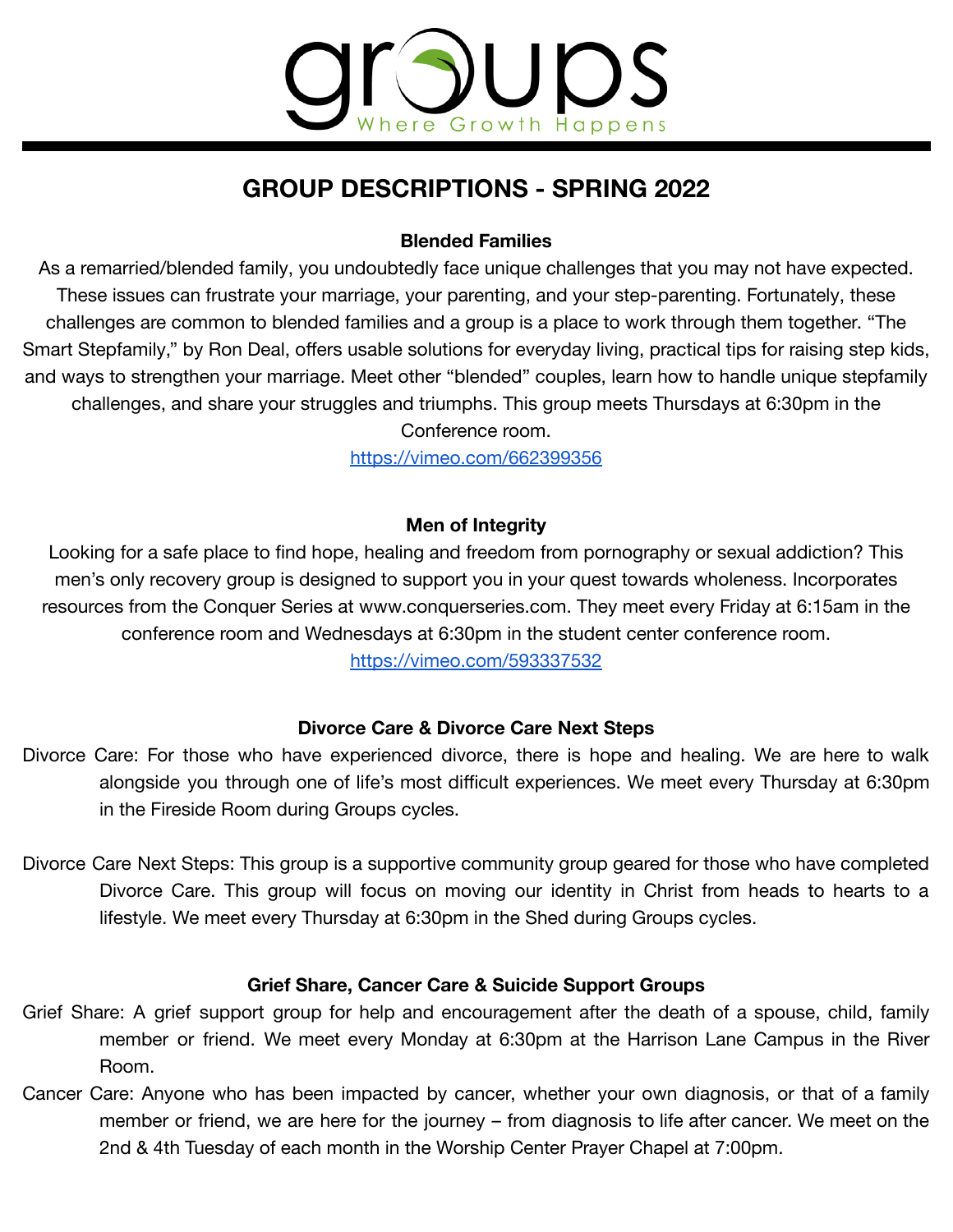groups

Where Growth Happens

# GROUP DESCRIPTIONS - SPRING 2022

### Blended Families

As a remarried/blended family, you undoubtedly face unique challenges that you may not have expected. These issues can frustrate your marriage, your parenting, and your step-parenting. Fortunately, these challenges are common to blended families and a group is a place to work through them together. "The Smart Stepfamily," by Ron Deal, offers usable solutions for everyday living, practical tips for raising step kids, and ways to strengthen your marriage. Meet other "blended" couples, learn how to handle unique stepfamily challenges, and share your struggles and triumphs. This group meets Thursdays at 6:30pm in the Conference room.

https://vimeo.com/662399356

### Men of Integrity

Looking for a safe place to find hope, healing and freedom from pornography or sexual addiction? This men's only recovery group is designed to support you in your quest towards wholeness. Incorporates resources from the Conquer Series at www.conquerseries.com. They meet every Friday at 6:15am in the conference room and Wednesdays at 6:30pm in the student center conference room.

https://vimeo.com/593337532

### Divorce Care & Divorce Care Next Steps

Divorce Care: For those who have experienced divorce, there is hope and healing. We are here to walk alongside you through one of life's most difficult experiences. We meet every Thursday at 6:30pm in the Fireside Room during Groups cycles.

Divorce Care Next Steps: This group is a supportive community group geared for those who have completed Divorce Care. This group will focus on moving our identity in Christ from heads to hearts to a lifestyle. We meet every Thursday at 6:30pm in the Shed during Groups cycles.

### Grief Share, Cancer Care & Suicide Support Groups

Grief Share: A grief support group for help and encouragement after the death of a spouse, child, family member or friend. We meet every Monday at 6:30pm at the Harrison Lane Campus in the River Room.

Cancer Care: Anyone who has been impacted by cancer, whether your own diagnosis, or that of a family member or friend, we are here for the journey – from diagnosis to life after cancer. We meet on the 2nd & 4th Tuesday of each month in the Worship Center Prayer Chapel at 7:00pm.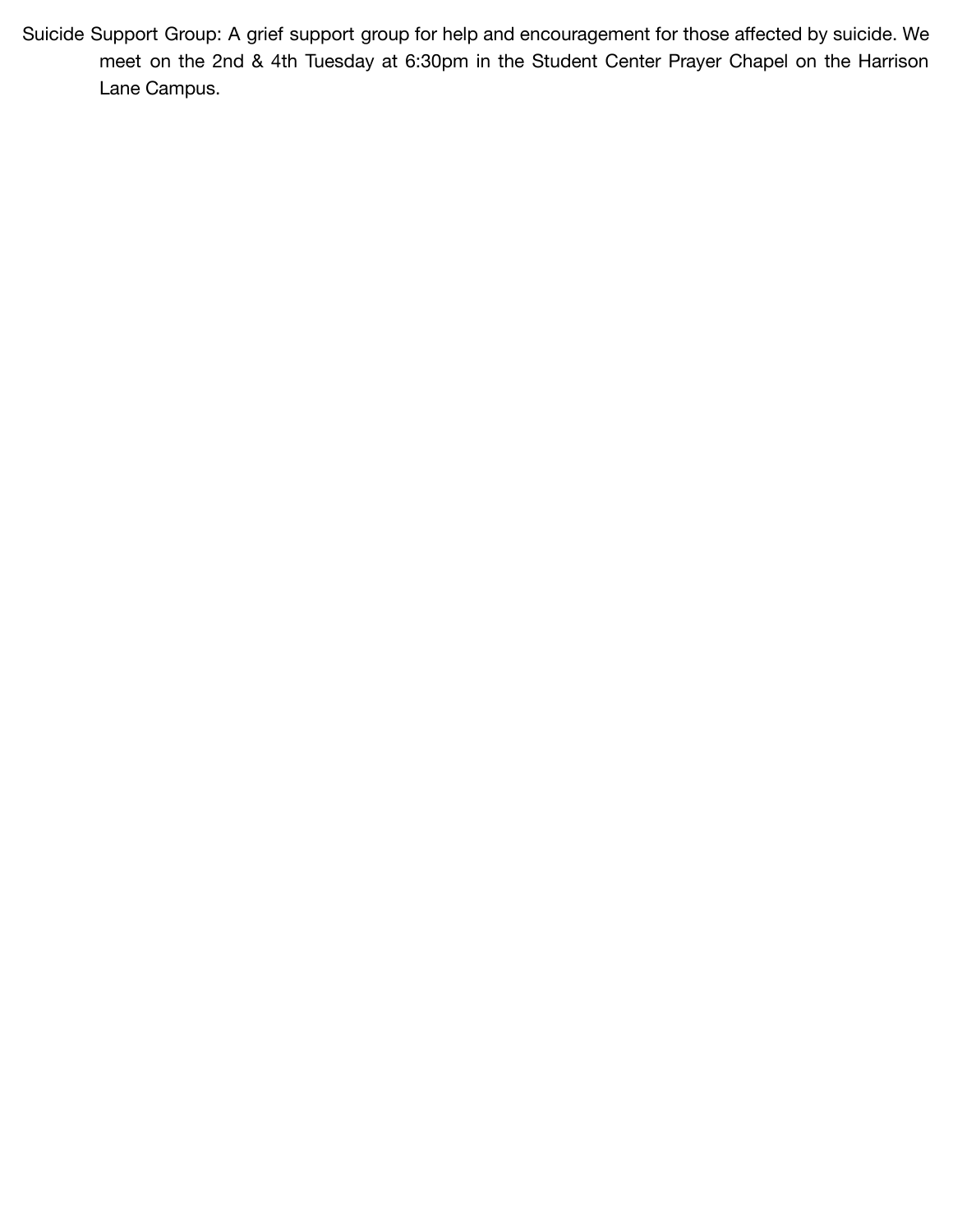Suicide Support Group: A grief support group for help and encouragement for those affected by suicide. We meet on the 2nd & 4th Tuesday at 6:30pm in the Student Center Prayer Chapel on the Harrison Lane Campus.